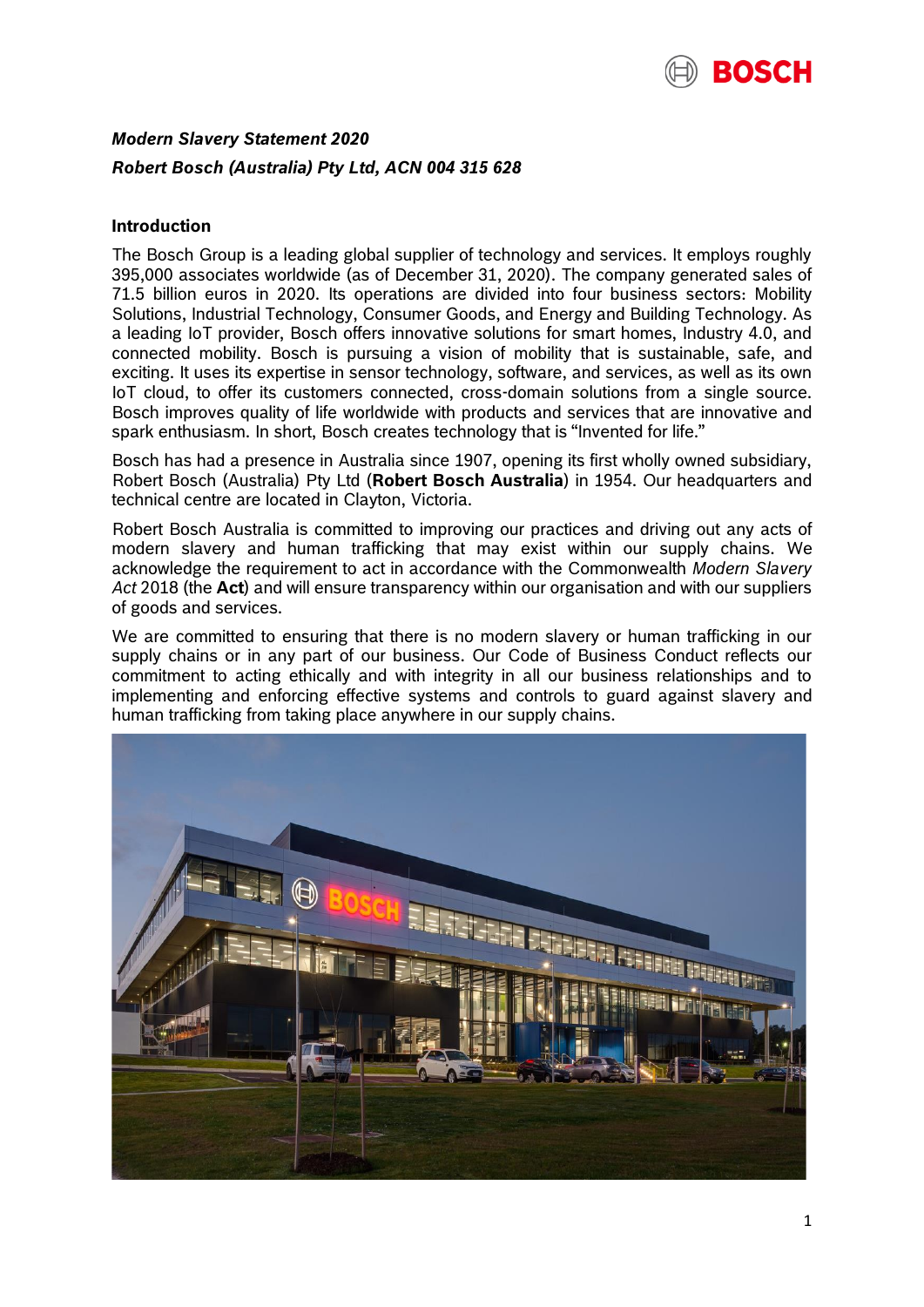***Modern Slavery Statement 2020***

***Robert Bosch (Australia) Pty Ltd, ACN 004 315 628***

**Introduction**

The Bosch Group is a leading global supplier of technology and services. It employs roughly 395,000 associates worldwide (as of December 31, 2020). The company generated sales of 71.5 billion euros in 2020. Its operations are divided into four business sectors: Mobility Solutions, Industrial Technology, Consumer Goods, and Energy and Building Technology. As a leading IoT provider, Bosch offers innovative solutions for smart homes, Industry 4.0, and connected mobility. Bosch is pursuing a vision of mobility that is sustainable, safe, and exciting. It uses its expertise in sensor technology, software, and services, as well as its own IoT cloud, to offer its customers connected, cross-domain solutions from a single source. Bosch improves quality of life worldwide with products and services that are innovative and spark enthusiasm. In short, Bosch creates technology that is "Invented for life."

Bosch has had a presence in Australia since 1907, opening its first wholly owned subsidiary, Robert Bosch (Australia) Pty Ltd (**Robert Bosch Australia**) in 1954. Our headquarters and technical centre are located in Clayton, Victoria.

Robert Bosch Australia is committed to improving our practices and driving out any acts of modern slavery and human trafficking that may exist within our supply chains. We acknowledge the requirement to act in accordance with the Commonwealth *Modern Slavery Act* 2018 (the **Act**) and will ensure transparency within our organisation and with our suppliers of goods and services.

We are committed to ensuring that there is no modern slavery or human trafficking in our supply chains or in any part of our business. Our Code of Business Conduct reflects our commitment to acting ethically and with integrity in all our business relationships and to implementing and enforcing effective systems and controls to guard against slavery and human trafficking from taking place anywhere in our supply chains.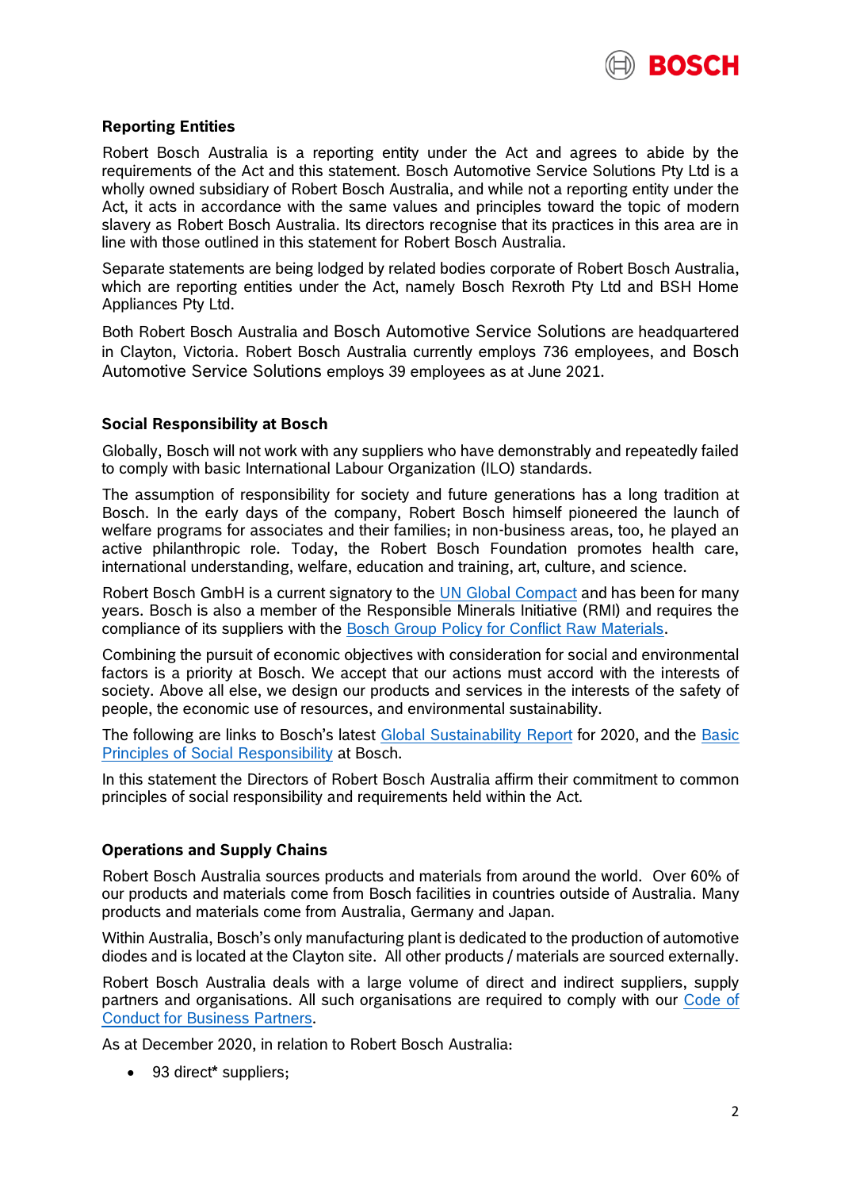## Reporting Entities

Robert Bosch Australia is a reporting entity under the Act and agrees to abide by the requirements of the Act and this statement. Bosch Automotive Service Solutions Pty Ltd is a wholly owned subsidiary of Robert Bosch Australia, and while not a reporting entity under the Act, it acts in accordance with the same values and principles toward the topic of modern slavery as Robert Bosch Australia. Its directors recognise that its practices in this area are in line with those outlined in this statement for Robert Bosch Australia.

Separate statements are being lodged by related bodies corporate of Robert Bosch Australia, which are reporting entities under the Act, namely Bosch Rexroth Pty Ltd and BSH Home Appliances Pty Ltd.

Both Robert Bosch Australia and Bosch Automotive Service Solutions are headquartered in Clayton, Victoria. Robert Bosch Australia currently employs 736 employees, and Bosch Automotive Service Solutions employs 39 employees as at June 2021.

## Social Responsibility at Bosch

Globally, Bosch will not work with any suppliers who have demonstrably and repeatedly failed to comply with basic International Labour Organization (ILO) standards.

The assumption of responsibility for society and future generations has a long tradition at Bosch. In the early days of the company, Robert Bosch himself pioneered the launch of welfare programs for associates and their families; in non-business areas, too, he played an active philanthropic role. Today, the Robert Bosch Foundation promotes health care, international understanding, welfare, education and training, art, culture, and science.

Robert Bosch GmbH is a current signatory to the UN Global Compact and has been for many years. Bosch is also a member of the Responsible Minerals Initiative (RMI) and requires the compliance of its suppliers with the Bosch Group Policy for Conflict Raw Materials.

Combining the pursuit of economic objectives with consideration for social and environmental factors is a priority at Bosch. We accept that our actions must accord with the interests of society. Above all else, we design our products and services in the interests of the safety of people, the economic use of resources, and environmental sustainability.

The following are links to Bosch's latest Global Sustainability Report for 2020, and the Basic Principles of Social Responsibility at Bosch.

In this statement the Directors of Robert Bosch Australia affirm their commitment to common principles of social responsibility and requirements held within the Act.

## Operations and Supply Chains

Robert Bosch Australia sources products and materials from around the world. Over 60% of our products and materials come from Bosch facilities in countries outside of Australia. Many products and materials come from Australia, Germany and Japan.

Within Australia, Bosch's only manufacturing plant is dedicated to the production of automotive diodes and is located at the Clayton site. All other products / materials are sourced externally.

Robert Bosch Australia deals with a large volume of direct and indirect suppliers, supply partners and organisations. All such organisations are required to comply with our Code of Conduct for Business Partners.

As at December 2020, in relation to Robert Bosch Australia:

- 93 direct* suppliers;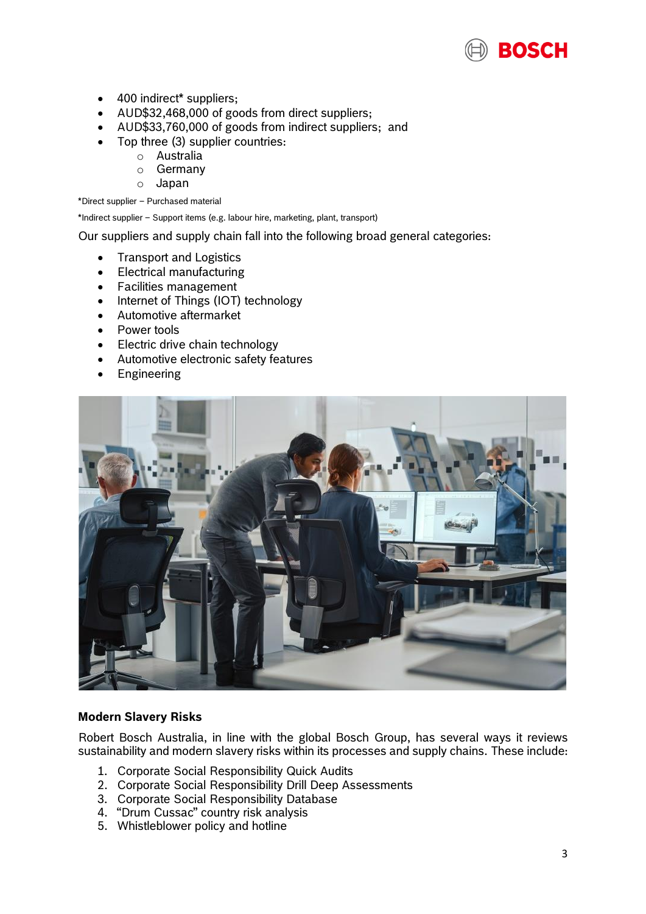- 400 indirect* suppliers;
- AUD$32,468,000 of goods from direct suppliers;
- AUD$33,760,000 of goods from indirect suppliers; and
- Top three (3) supplier countries:
    - Australia
    - Germany
    - Japan

*Direct supplier – Purchased material

*Indirect supplier – Support items (e.g. labour hire, marketing, plant, transport)

Our suppliers and supply chain fall into the following broad general categories:

- Transport and Logistics
- Electrical manufacturing
- Facilities management
- Internet of Things (IOT) technology
- Automotive aftermarket
- Power tools
- Electric drive chain technology
- Automotive electronic safety features
- Engineering

**Modern Slavery Risks**

Robert Bosch Australia, in line with the global Bosch Group, has several ways it reviews sustainability and modern slavery risks within its processes and supply chains. These include:

1. Corporate Social Responsibility Quick Audits
2. Corporate Social Responsibility Drill Deep Assessments
3. Corporate Social Responsibility Database
4. "Drum Cussac" country risk analysis
5. Whistleblower policy and hotline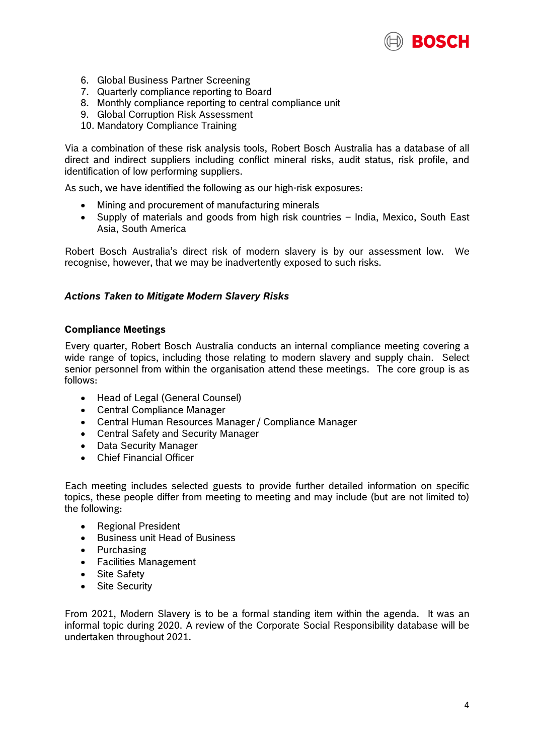6. Global Business Partner Screening
7. Quarterly compliance reporting to Board
8. Monthly compliance reporting to central compliance unit
9. Global Corruption Risk Assessment
10. Mandatory Compliance Training

Via a combination of these risk analysis tools, Robert Bosch Australia has a database of all direct and indirect suppliers including conflict mineral risks, audit status, risk profile, and identification of low performing suppliers.

As such, we have identified the following as our high-risk exposures:

- Mining and procurement of manufacturing minerals
- Supply of materials and goods from high risk countries – India, Mexico, South East Asia, South America

Robert Bosch Australia's direct risk of modern slavery is by our assessment low. We recognise, however, that we may be inadvertently exposed to such risks.

### *Actions Taken to Mitigate Modern Slavery Risks*

#### Compliance Meetings

Every quarter, Robert Bosch Australia conducts an internal compliance meeting covering a wide range of topics, including those relating to modern slavery and supply chain. Select senior personnel from within the organisation attend these meetings. The core group is as follows:

- Head of Legal (General Counsel)
- Central Compliance Manager
- Central Human Resources Manager / Compliance Manager
- Central Safety and Security Manager
- Data Security Manager
- Chief Financial Officer

Each meeting includes selected guests to provide further detailed information on specific topics, these people differ from meeting to meeting and may include (but are not limited to) the following:

- Regional President
- Business unit Head of Business
- Purchasing
- Facilities Management
- Site Safety
- Site Security

From 2021, Modern Slavery is to be a formal standing item within the agenda. It was an informal topic during 2020. A review of the Corporate Social Responsibility database will be undertaken throughout 2021.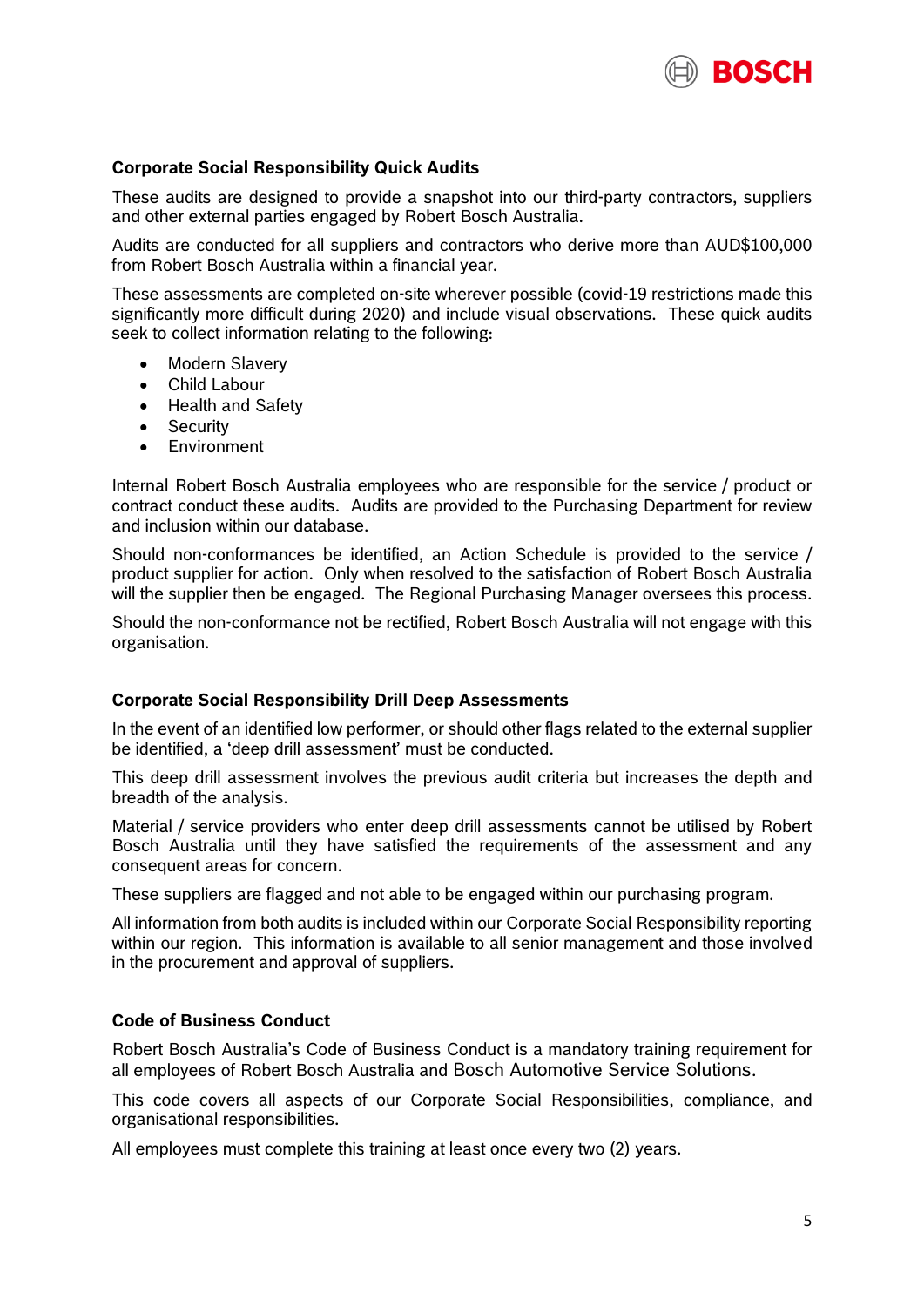### Corporate Social Responsibility Quick Audits

These audits are designed to provide a snapshot into our third-party contractors, suppliers and other external parties engaged by Robert Bosch Australia.

Audits are conducted for all suppliers and contractors who derive more than AUD$100,000 from Robert Bosch Australia within a financial year.

These assessments are completed on-site wherever possible (covid-19 restrictions made this significantly more difficult during 2020) and include visual observations. These quick audits seek to collect information relating to the following:

- Modern Slavery
- Child Labour
- Health and Safety
- Security
- Environment

Internal Robert Bosch Australia employees who are responsible for the service / product or contract conduct these audits. Audits are provided to the Purchasing Department for review and inclusion within our database.

Should non-conformances be identified, an Action Schedule is provided to the service / product supplier for action. Only when resolved to the satisfaction of Robert Bosch Australia will the supplier then be engaged. The Regional Purchasing Manager oversees this process.

Should the non-conformance not be rectified, Robert Bosch Australia will not engage with this organisation.

### Corporate Social Responsibility Drill Deep Assessments

In the event of an identified low performer, or should other flags related to the external supplier be identified, a 'deep drill assessment' must be conducted.

This deep drill assessment involves the previous audit criteria but increases the depth and breadth of the analysis.

Material / service providers who enter deep drill assessments cannot be utilised by Robert Bosch Australia until they have satisfied the requirements of the assessment and any consequent areas for concern.

These suppliers are flagged and not able to be engaged within our purchasing program.

All information from both audits is included within our Corporate Social Responsibility reporting within our region. This information is available to all senior management and those involved in the procurement and approval of suppliers.

### Code of Business Conduct

Robert Bosch Australia's Code of Business Conduct is a mandatory training requirement for all employees of Robert Bosch Australia and Bosch Automotive Service Solutions.

This code covers all aspects of our Corporate Social Responsibilities, compliance, and organisational responsibilities.

All employees must complete this training at least once every two (2) years.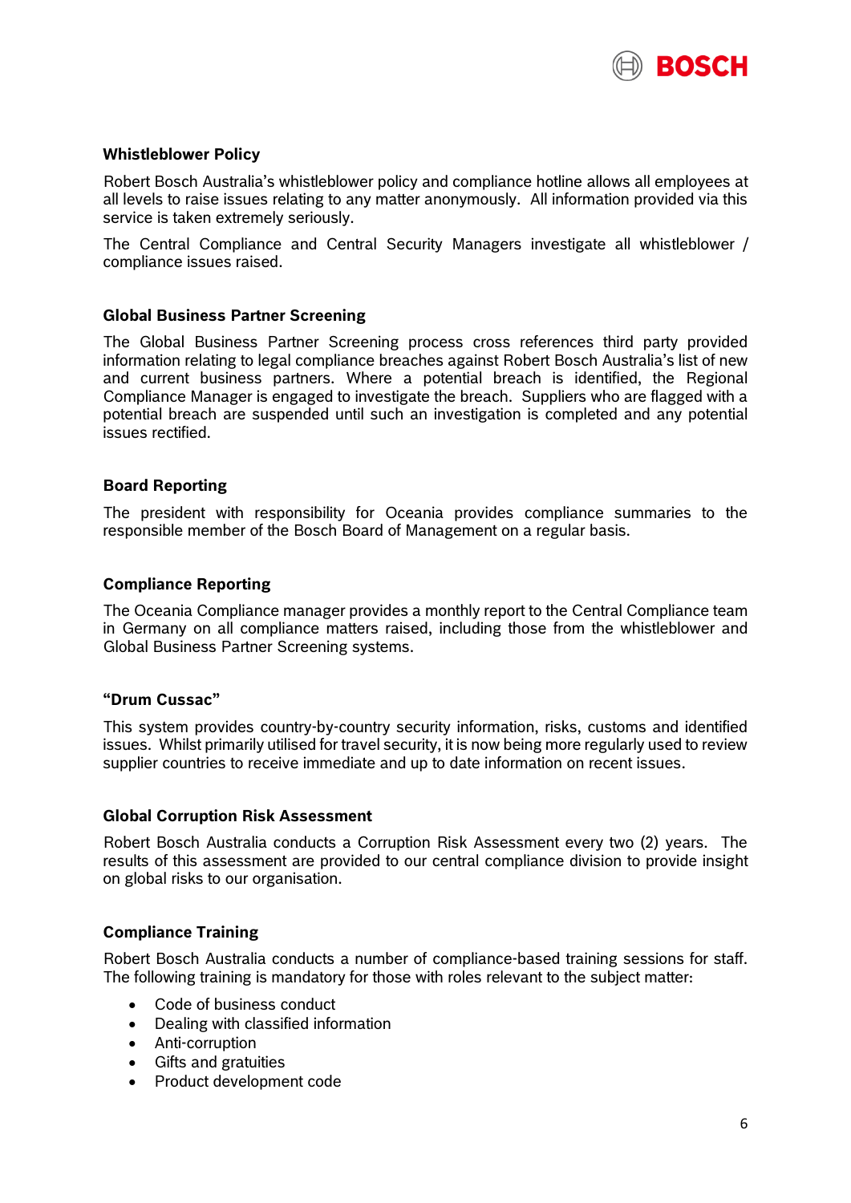### Whistleblower Policy

Robert Bosch Australia's whistleblower policy and compliance hotline allows all employees at all levels to raise issues relating to any matter anonymously. All information provided via this service is taken extremely seriously.

The Central Compliance and Central Security Managers investigate all whistleblower / compliance issues raised.

### Global Business Partner Screening

The Global Business Partner Screening process cross references third party provided information relating to legal compliance breaches against Robert Bosch Australia's list of new and current business partners. Where a potential breach is identified, the Regional Compliance Manager is engaged to investigate the breach. Suppliers who are flagged with a potential breach are suspended until such an investigation is completed and any potential issues rectified.

### Board Reporting

The president with responsibility for Oceania provides compliance summaries to the responsible member of the Bosch Board of Management on a regular basis.

### Compliance Reporting

The Oceania Compliance manager provides a monthly report to the Central Compliance team in Germany on all compliance matters raised, including those from the whistleblower and Global Business Partner Screening systems.

### "Drum Cussac"

This system provides country-by-country security information, risks, customs and identified issues. Whilst primarily utilised for travel security, it is now being more regularly used to review supplier countries to receive immediate and up to date information on recent issues.

### Global Corruption Risk Assessment

Robert Bosch Australia conducts a Corruption Risk Assessment every two (2) years. The results of this assessment are provided to our central compliance division to provide insight on global risks to our organisation.

### Compliance Training

Robert Bosch Australia conducts a number of compliance-based training sessions for staff. The following training is mandatory for those with roles relevant to the subject matter:

- Code of business conduct
- Dealing with classified information
- Anti-corruption
- Gifts and gratuities
- Product development code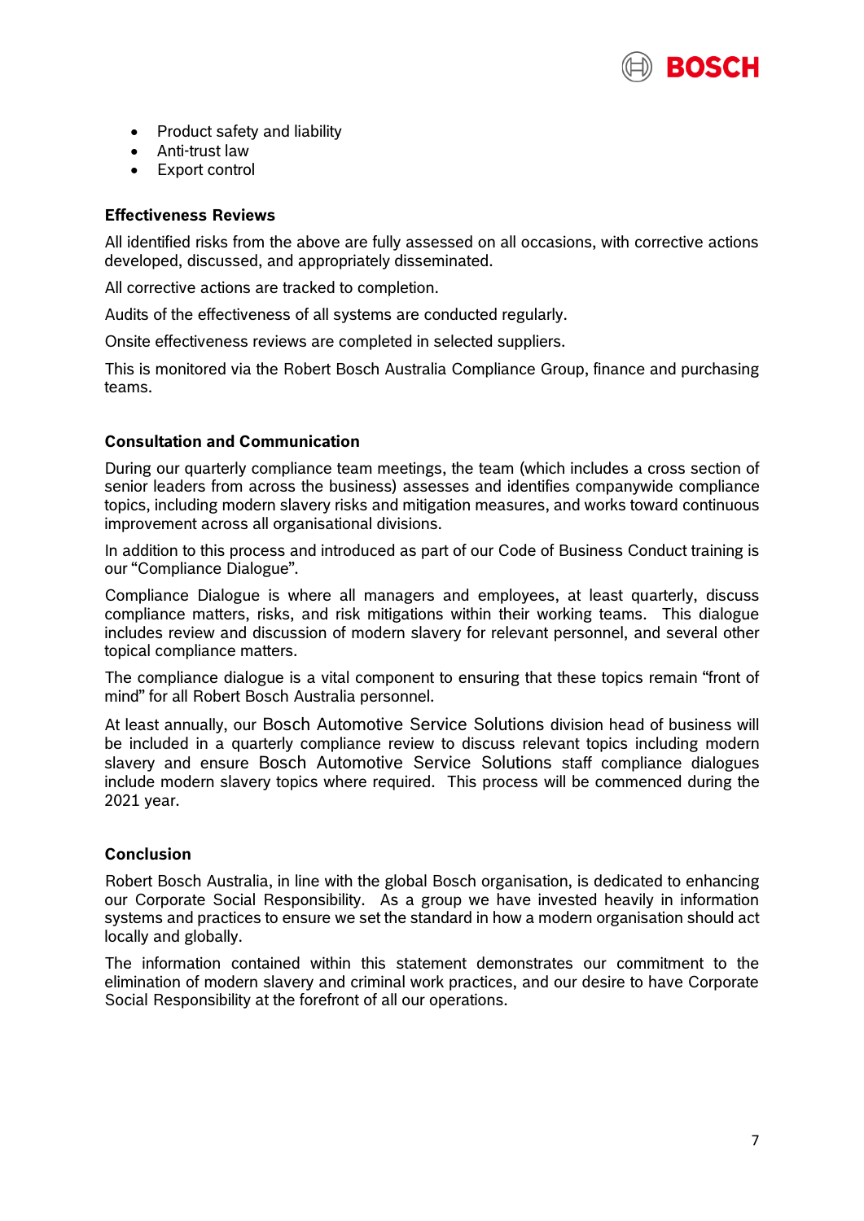- Product safety and liability
- Anti-trust law
- Export control

**Effectiveness Reviews**

All identified risks from the above are fully assessed on all occasions, with corrective actions developed, discussed, and appropriately disseminated.

All corrective actions are tracked to completion.

Audits of the effectiveness of all systems are conducted regularly.

Onsite effectiveness reviews are completed in selected suppliers.

This is monitored via the Robert Bosch Australia Compliance Group, finance and purchasing teams.

**Consultation and Communication**

During our quarterly compliance team meetings, the team (which includes a cross section of senior leaders from across the business) assesses and identifies companywide compliance topics, including modern slavery risks and mitigation measures, and works toward continuous improvement across all organisational divisions.

In addition to this process and introduced as part of our Code of Business Conduct training is our "Compliance Dialogue".

Compliance Dialogue is where all managers and employees, at least quarterly, discuss compliance matters, risks, and risk mitigations within their working teams. This dialogue includes review and discussion of modern slavery for relevant personnel, and several other topical compliance matters.

The compliance dialogue is a vital component to ensuring that these topics remain "front of mind" for all Robert Bosch Australia personnel.

At least annually, our Bosch Automotive Service Solutions division head of business will be included in a quarterly compliance review to discuss relevant topics including modern slavery and ensure Bosch Automotive Service Solutions staff compliance dialogues include modern slavery topics where required. This process will be commenced during the 2021 year.

**Conclusion**

Robert Bosch Australia, in line with the global Bosch organisation, is dedicated to enhancing our Corporate Social Responsibility. As a group we have invested heavily in information systems and practices to ensure we set the standard in how a modern organisation should act locally and globally.

The information contained within this statement demonstrates our commitment to the elimination of modern slavery and criminal work practices, and our desire to have Corporate Social Responsibility at the forefront of all our operations.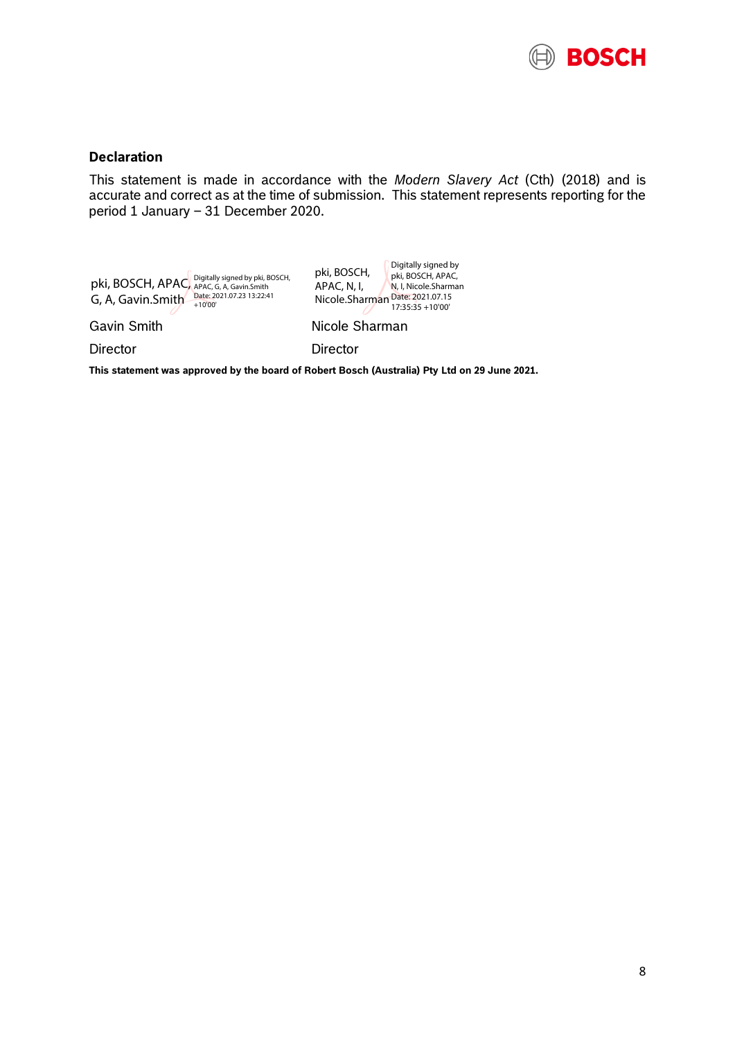## Declaration

This statement is made in accordance with the *Modern Slavery Act* (Cth) (2018) and is accurate and correct as at the time of submission. This statement represents reporting for the period 1 January – 31 December 2020.

pki, BOSCH, APAC, G, A, Gavin.Smith
Digitally signed by pki, BOSCH, APAC, G, A, Gavin.Smith
Date: 2021.07.23 13:22:41 +10'00'

pki, BOSCH, APAC, N, I, Nicole.Sharman
Digitally signed by pki, BOSCH, APAC, N, I, Nicole.Sharman
Date: 2021.07.15 17:35:35 +10'00'

| | |
|---|---|
| Gavin Smith | Nicole Sharman |
| Director | Director |

**This statement was approved by the board of Robert Bosch (Australia) Pty Ltd on 29 June 2021.**